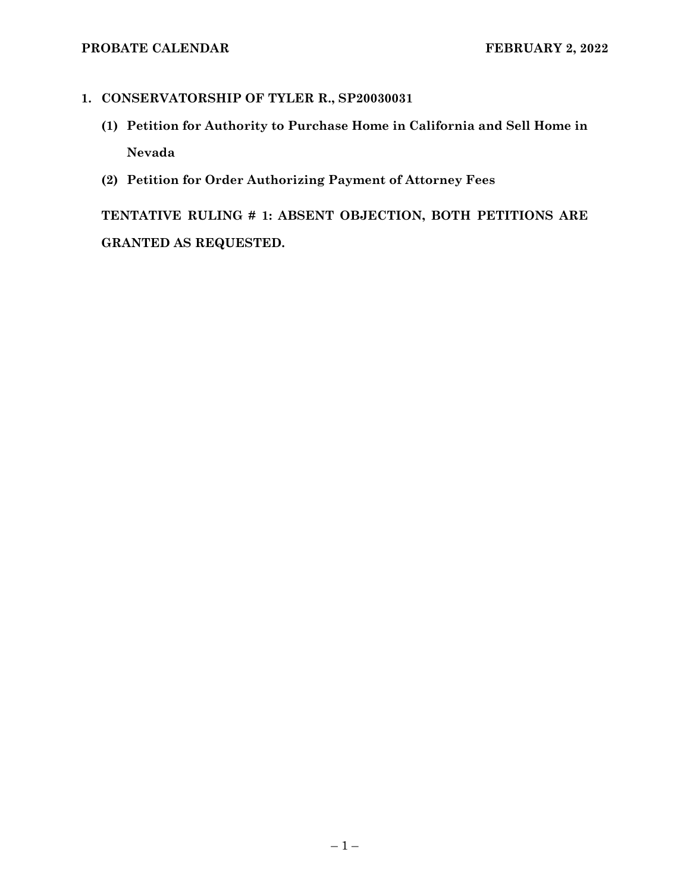**1. CONSERVATORSHIP OF TYLER R., SP20030031**

**(1) Petition for Authority to Purchase Home in California and Sell Home in Nevada**

**(2) Petition for Order Authorizing Payment of Attorney Fees**

**TENTATIVE RULING # 1: ABSENT OBJECTION, BOTH PETITIONS ARE GRANTED AS REQUESTED.**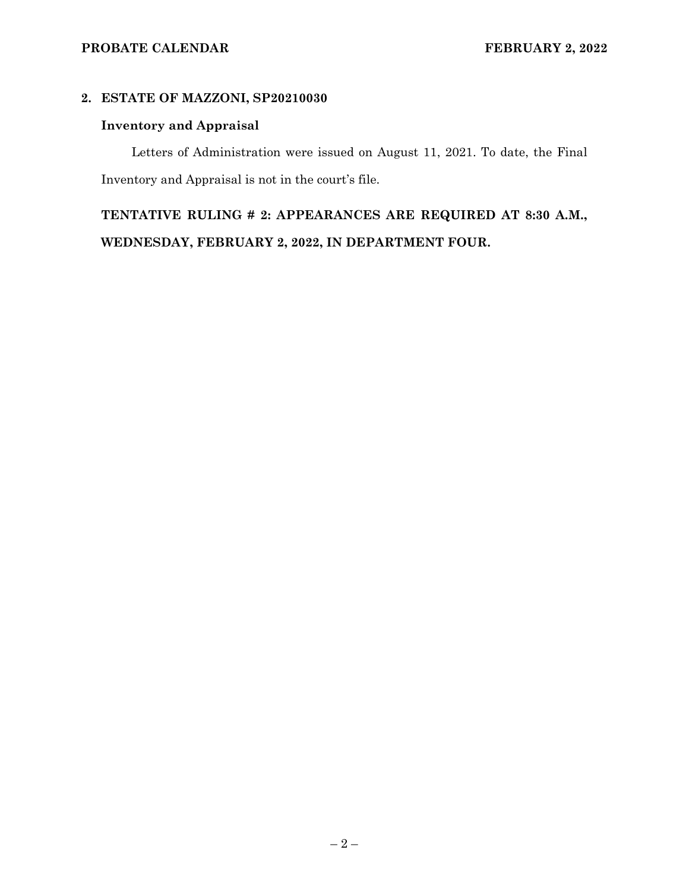## 2. ESTATE OF MAZZONI, SP20210030

### Inventory and Appraisal

Letters of Administration were issued on August 11, 2021. To date, the Final Inventory and Appraisal is not in the court's file.

**TENTATIVE RULING # 2: APPEARANCES ARE REQUIRED AT 8:30 A.M., WEDNESDAY, FEBRUARY 2, 2022, IN DEPARTMENT FOUR.**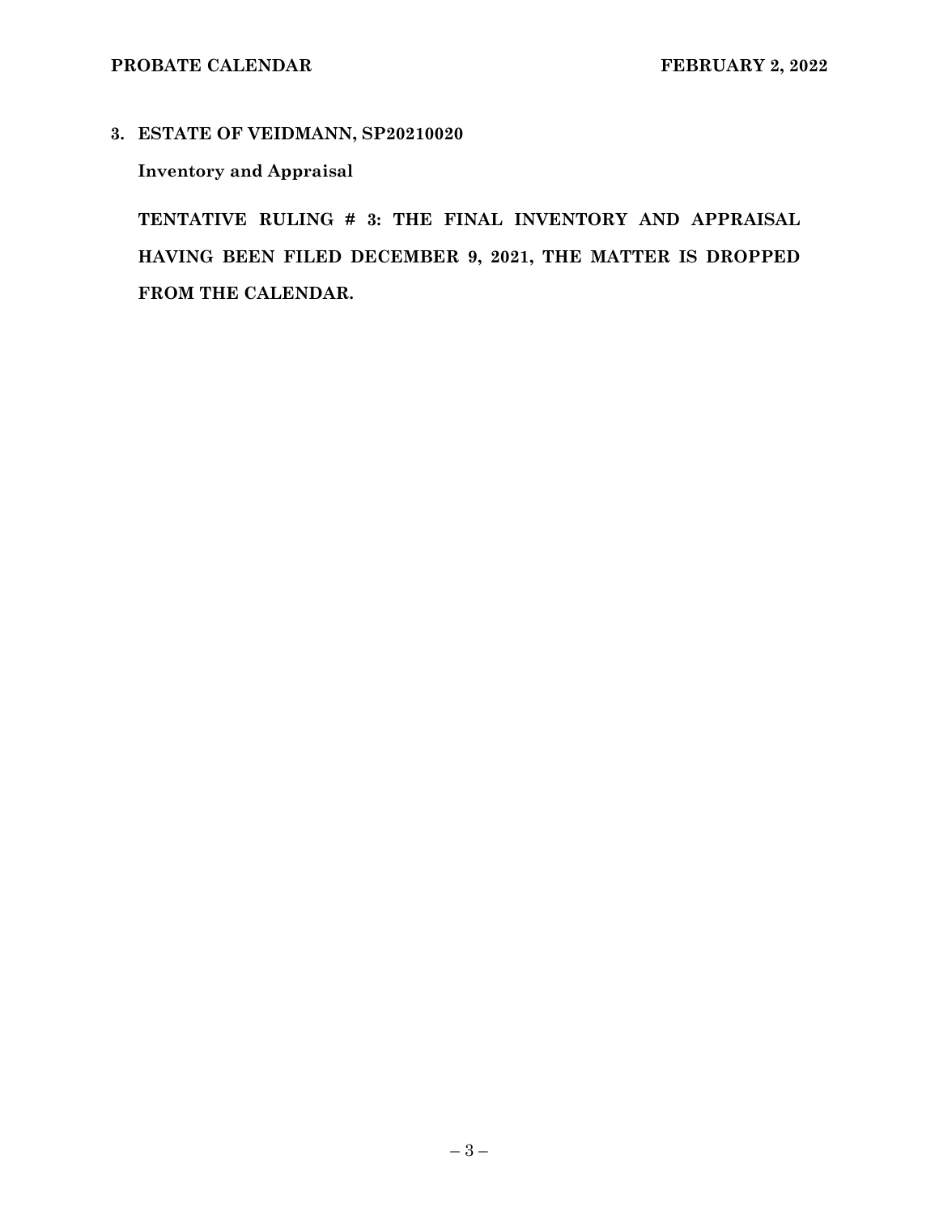**3. ESTATE OF VEIDMANN, SP20210020**

**Inventory and Appraisal**

**TENTATIVE RULING # 3: THE FINAL INVENTORY AND APPRAISAL HAVING BEEN FILED DECEMBER 9, 2021, THE MATTER IS DROPPED FROM THE CALENDAR.**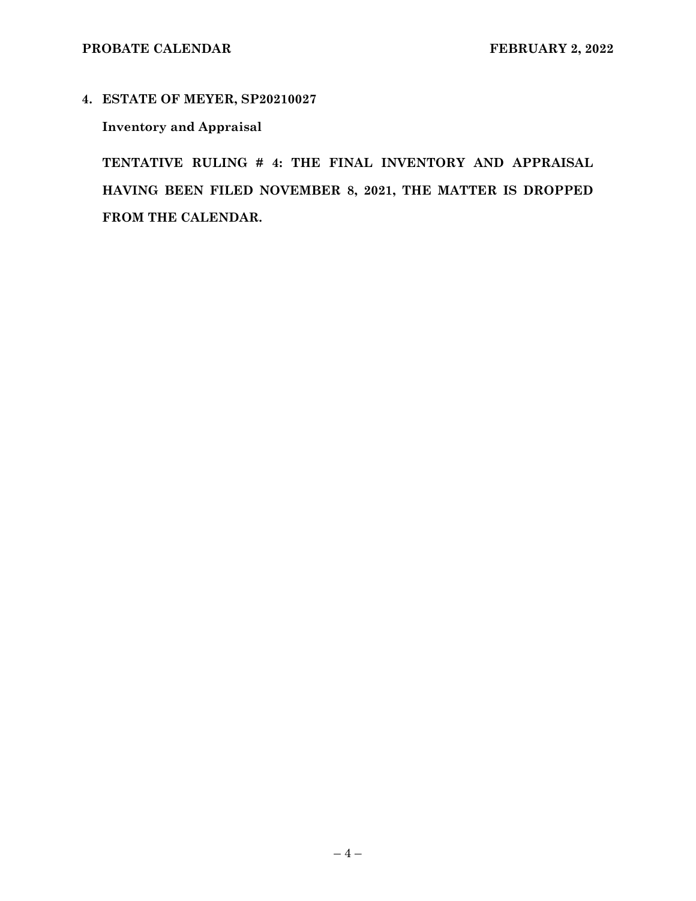**4. ESTATE OF MEYER, SP20210027**

**Inventory and Appraisal**

**TENTATIVE RULING # 4: THE FINAL INVENTORY AND APPRAISAL HAVING BEEN FILED NOVEMBER 8, 2021, THE MATTER IS DROPPED FROM THE CALENDAR.**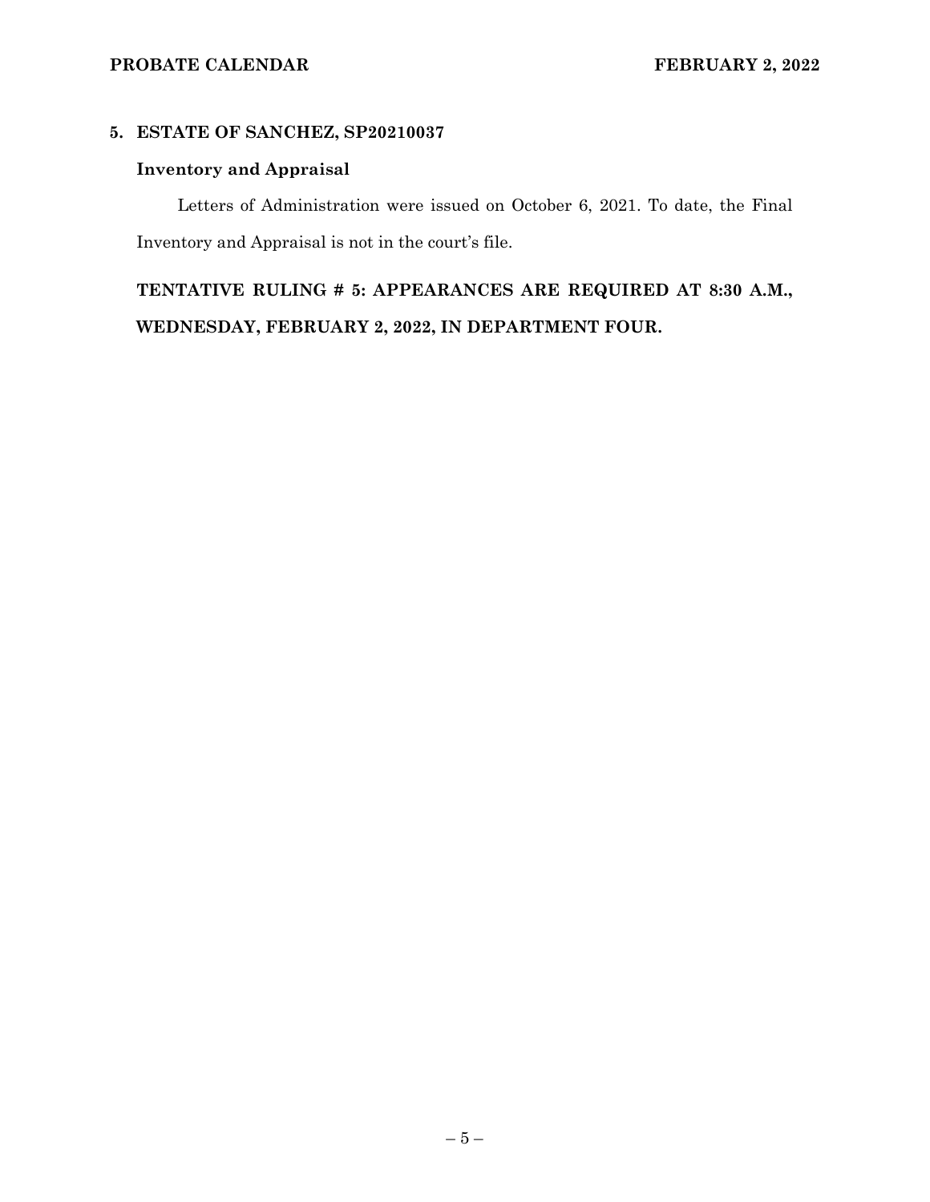## 5. ESTATE OF SANCHEZ, SP20210037

### Inventory and Appraisal

Letters of Administration were issued on October 6, 2021. To date, the Final Inventory and Appraisal is not in the court's file.

**TENTATIVE RULING # 5: APPEARANCES ARE REQUIRED AT 8:30 A.M., WEDNESDAY, FEBRUARY 2, 2022, IN DEPARTMENT FOUR.**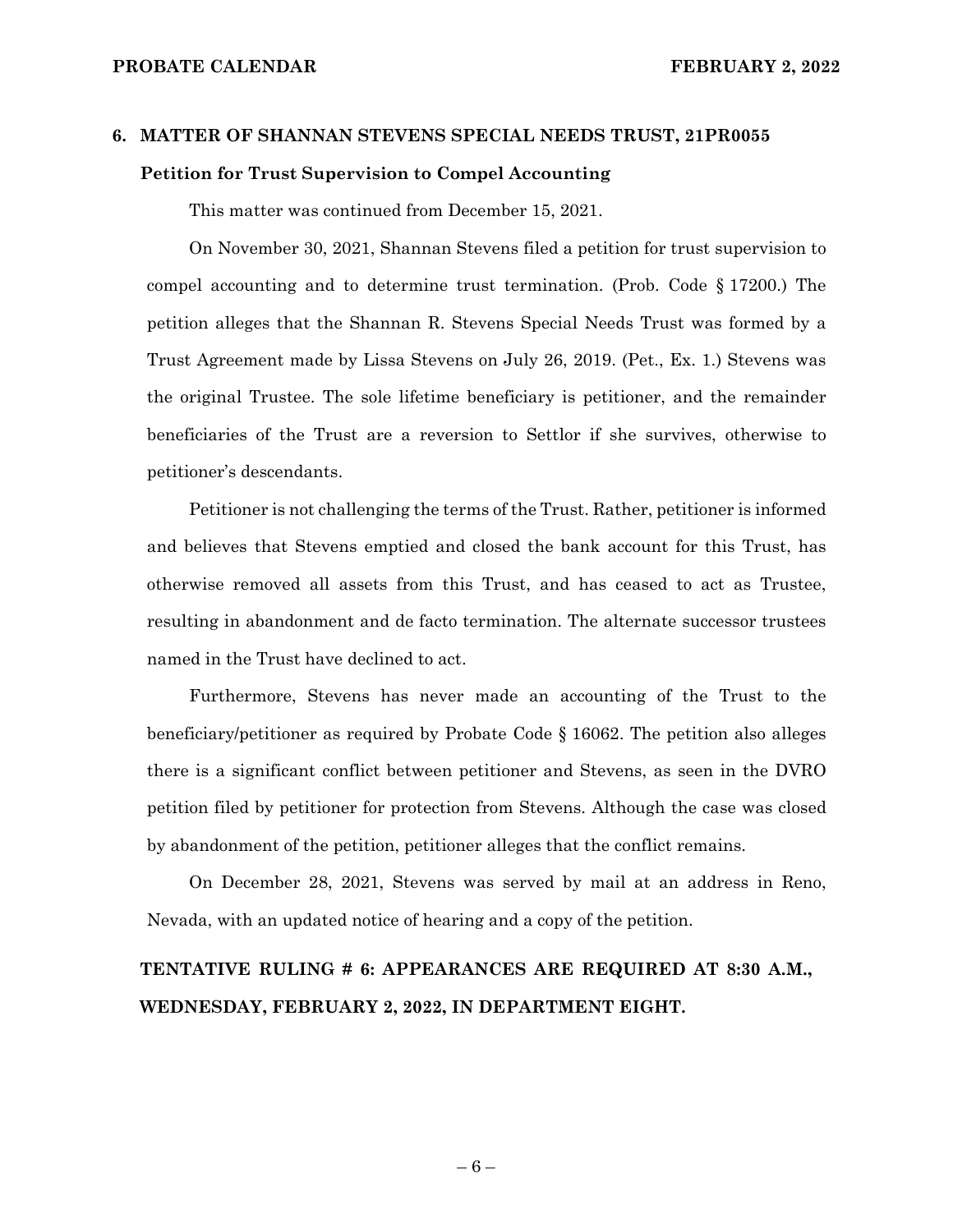## 6. MATTER OF SHANNAN STEVENS SPECIAL NEEDS TRUST, 21PR0055

### Petition for Trust Supervision to Compel Accounting

This matter was continued from December 15, 2021.

On November 30, 2021, Shannan Stevens filed a petition for trust supervision to compel accounting and to determine trust termination. (Prob. Code § 17200.) The petition alleges that the Shannan R. Stevens Special Needs Trust was formed by a Trust Agreement made by Lissa Stevens on July 26, 2019. (Pet., Ex. 1.) Stevens was the original Trustee. The sole lifetime beneficiary is petitioner, and the remainder beneficiaries of the Trust are a reversion to Settlor if she survives, otherwise to petitioner's descendants.

Petitioner is not challenging the terms of the Trust. Rather, petitioner is informed and believes that Stevens emptied and closed the bank account for this Trust, has otherwise removed all assets from this Trust, and has ceased to act as Trustee, resulting in abandonment and de facto termination. The alternate successor trustees named in the Trust have declined to act.

Furthermore, Stevens has never made an accounting of the Trust to the beneficiary/petitioner as required by Probate Code § 16062. The petition also alleges there is a significant conflict between petitioner and Stevens, as seen in the DVRO petition filed by petitioner for protection from Stevens. Although the case was closed by abandonment of the petition, petitioner alleges that the conflict remains.

On December 28, 2021, Stevens was served by mail at an address in Reno, Nevada, with an updated notice of hearing and a copy of the petition.

**TENTATIVE RULING # 6: APPEARANCES ARE REQUIRED AT 8:30 A.M., WEDNESDAY, FEBRUARY 2, 2022, IN DEPARTMENT EIGHT.**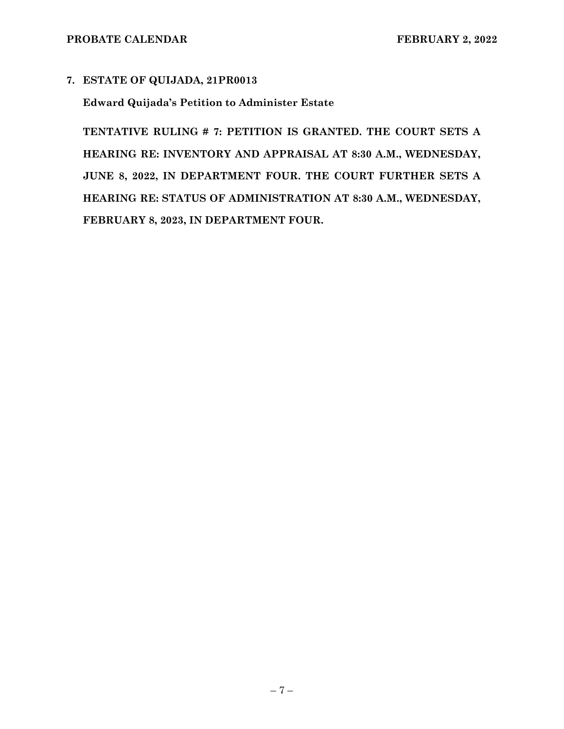**7. ESTATE OF QUIJADA, 21PR0013**

**Edward Quijada's Petition to Administer Estate**

**TENTATIVE RULING # 7: PETITION IS GRANTED. THE COURT SETS A HEARING RE: INVENTORY AND APPRAISAL AT 8:30 A.M., WEDNESDAY, JUNE 8, 2022, IN DEPARTMENT FOUR. THE COURT FURTHER SETS A HEARING RE: STATUS OF ADMINISTRATION AT 8:30 A.M., WEDNESDAY, FEBRUARY 8, 2023, IN DEPARTMENT FOUR.**